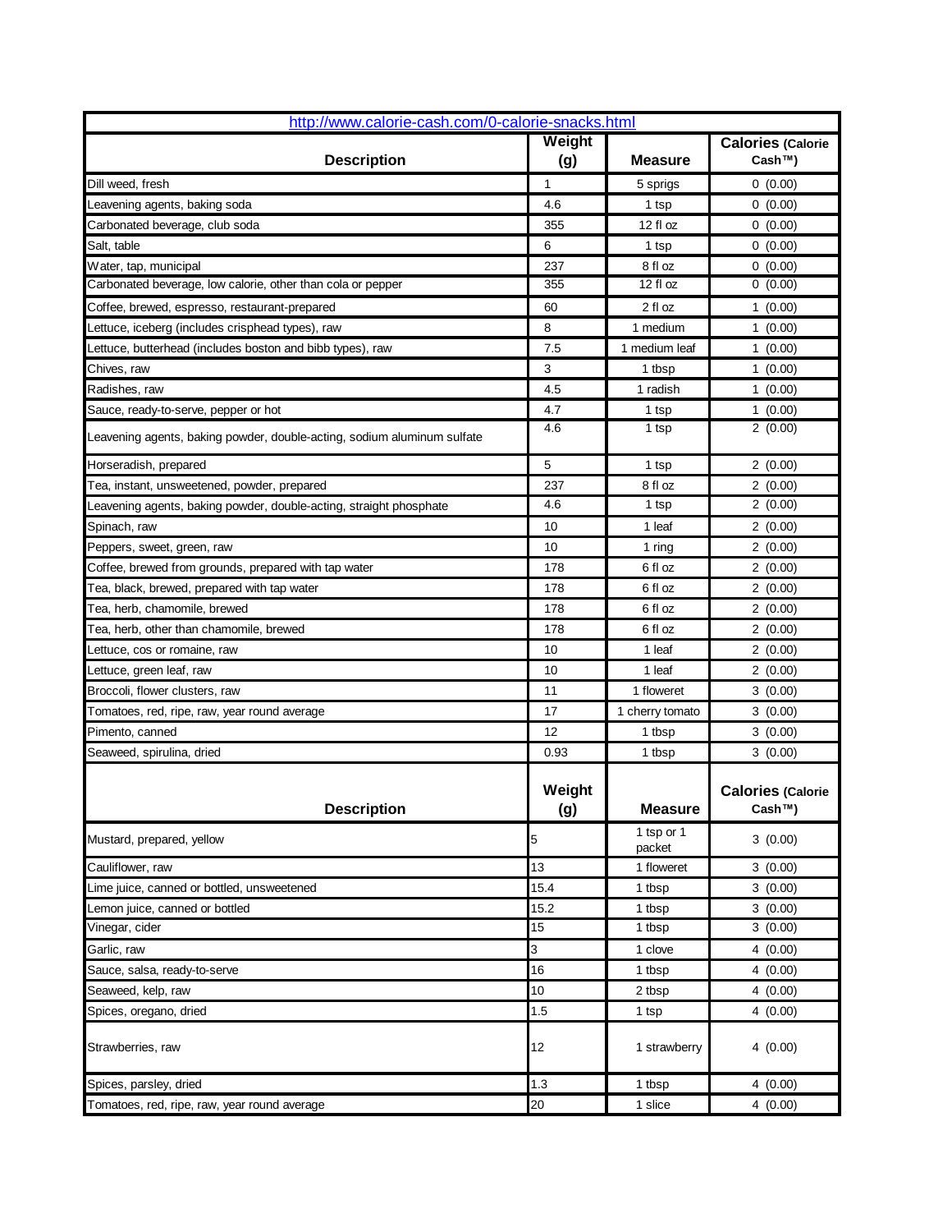[http://www.calorie-cash.com/0-calorie-snacks.html](http://www.calorie-cash.com/0-calorie-snacks.html)

| Description | Weight (g) | Measure | Calories (Calorie Cash™) |
|---|---|---|---|
| Dill weed, fresh | 1 | 5 sprigs | 0 (0.00) |
| Leavening agents, baking soda | 4.6 | 1 tsp | 0 (0.00) |
| Carbonated beverage, club soda | 355 | 12 fl oz | 0 (0.00) |
| Salt, table | 6 | 1 tsp | 0 (0.00) |
| Water, tap, municipal | 237 | 8 fl oz | 0 (0.00) |
| Carbonated beverage, low calorie, other than cola or pepper | 355 | 12 fl oz | 0 (0.00) |
| Coffee, brewed, espresso, restaurant-prepared | 60 | 2 fl oz | 1 (0.00) |
| Lettuce, iceberg (includes crisphead types), raw | 8 | 1 medium | 1 (0.00) |
| Lettuce, butterhead (includes boston and bibb types), raw | 7.5 | 1 medium leaf | 1 (0.00) |
| Chives, raw | 3 | 1 tbsp | 1 (0.00) |
| Radishes, raw | 4.5 | 1 radish | 1 (0.00) |
| Sauce, ready-to-serve, pepper or hot | 4.7 | 1 tsp | 1 (0.00) |
| Leavening agents, baking powder, double-acting, sodium aluminum sulfate | 4.6 | 1 tsp | 2 (0.00) |
| Horseradish, prepared | 5 | 1 tsp | 2 (0.00) |
| Tea, instant, unsweetened, powder, prepared | 237 | 8 fl oz | 2 (0.00) |
| Leavening agents, baking powder, double-acting, straight phosphate | 4.6 | 1 tsp | 2 (0.00) |
| Spinach, raw | 10 | 1 leaf | 2 (0.00) |
| Peppers, sweet, green, raw | 10 | 1 ring | 2 (0.00) |
| Coffee, brewed from grounds, prepared with tap water | 178 | 6 fl oz | 2 (0.00) |
| Tea, black, brewed, prepared with tap water | 178 | 6 fl oz | 2 (0.00) |
| Tea, herb, chamomile, brewed | 178 | 6 fl oz | 2 (0.00) |
| Tea, herb, other than chamomile, brewed | 178 | 6 fl oz | 2 (0.00) |
| Lettuce, cos or romaine, raw | 10 | 1 leaf | 2 (0.00) |
| Lettuce, green leaf, raw | 10 | 1 leaf | 2 (0.00) |
| Broccoli, flower clusters, raw | 11 | 1 floweret | 3 (0.00) |
| Tomatoes, red, ripe, raw, year round average | 17 | 1 cherry tomato | 3 (0.00) |
| Pimento, canned | 12 | 1 tbsp | 3 (0.00) |
| Seaweed, spirulina, dried | 0.93 | 1 tbsp | 3 (0.00) |

| Description | Weight (g) | Measure | Calories (Calorie Cash™) |
|---|---|---|---|
| Mustard, prepared, yellow | 5 | 1 tsp or 1 packet | 3 (0.00) |
| Cauliflower, raw | 13 | 1 floweret | 3 (0.00) |
| Lime juice, canned or bottled, unsweetened | 15.4 | 1 tbsp | 3 (0.00) |
| Lemon juice, canned or bottled | 15.2 | 1 tbsp | 3 (0.00) |
| Vinegar, cider | 15 | 1 tbsp | 3 (0.00) |
| Garlic, raw | 3 | 1 clove | 4 (0.00) |
| Sauce, salsa, ready-to-serve | 16 | 1 tbsp | 4 (0.00) |
| Seaweed, kelp, raw | 10 | 2 tbsp | 4 (0.00) |
| Spices, oregano, dried | 1.5 | 1 tsp | 4 (0.00) |
| Strawberries, raw | 12 | 1 strawberry | 4 (0.00) |
| Spices, parsley, dried | 1.3 | 1 tbsp | 4 (0.00) |
| Tomatoes, red, ripe, raw, year round average | 20 | 1 slice | 4 (0.00) |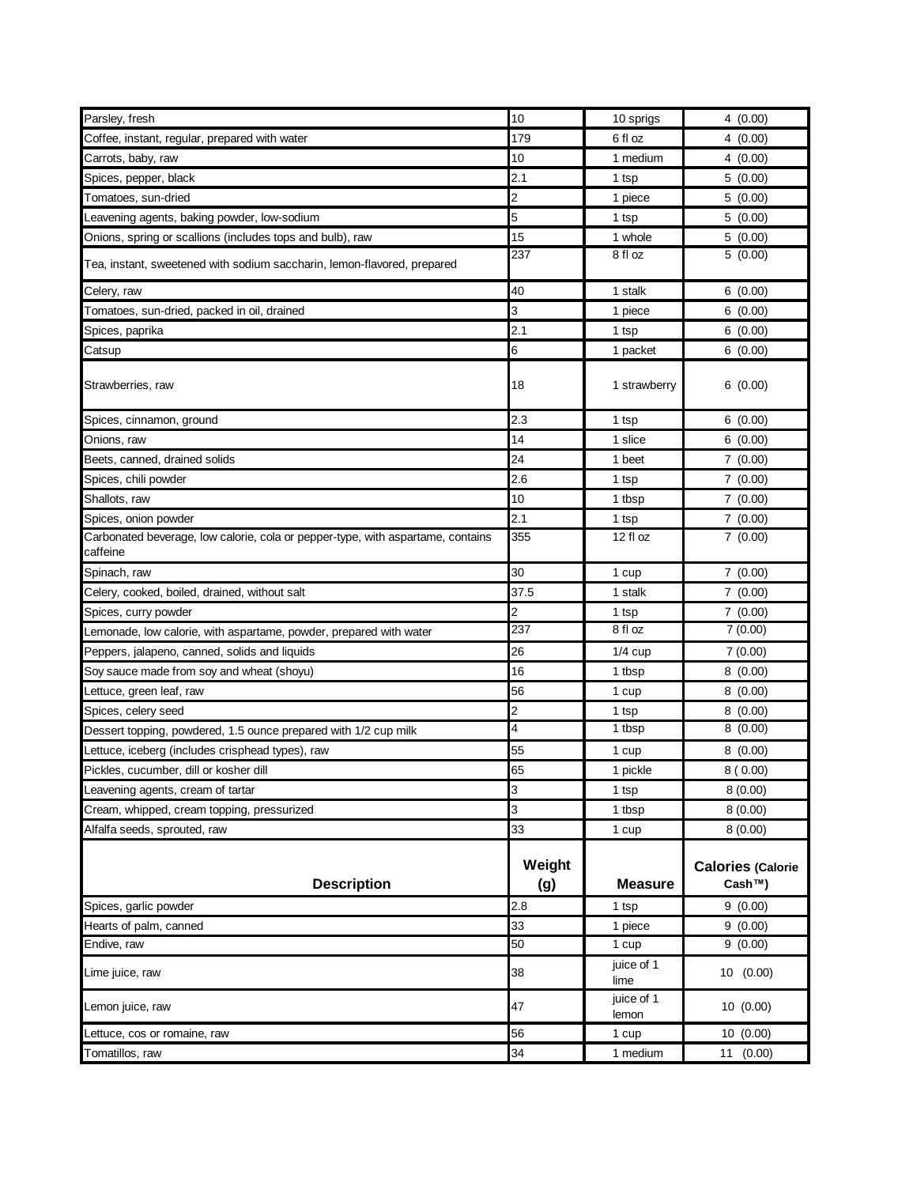| Description | Weight (g) | Measure | Calories (Calorie Cash™) |
|---|---|---|---|
| Parsley, fresh | 10 | 10 sprigs | 4 (0.00) |
| Coffee, instant, regular, prepared with water | 179 | 6 fl oz | 4 (0.00) |
| Carrots, baby, raw | 10 | 1 medium | 4 (0.00) |
| Spices, pepper, black | 2.1 | 1 tsp | 5 (0.00) |
| Tomatoes, sun-dried | 2 | 1 piece | 5 (0.00) |
| Leavening agents, baking powder, low-sodium | 5 | 1 tsp | 5 (0.00) |
| Onions, spring or scallions (includes tops and bulb), raw | 15 | 1 whole | 5 (0.00) |
| Tea, instant, sweetened with sodium saccharin, lemon-flavored, prepared | 237 | 8 fl oz | 5 (0.00) |
| Celery, raw | 40 | 1 stalk | 6 (0.00) |
| Tomatoes, sun-dried, packed in oil, drained | 3 | 1 piece | 6 (0.00) |
| Spices, paprika | 2.1 | 1 tsp | 6 (0.00) |
| Catsup | 6 | 1 packet | 6 (0.00) |
| Strawberries, raw | 18 | 1 strawberry | 6 (0.00) |
| Spices, cinnamon, ground | 2.3 | 1 tsp | 6 (0.00) |
| Onions, raw | 14 | 1 slice | 6 (0.00) |
| Beets, canned, drained solids | 24 | 1 beet | 7 (0.00) |
| Spices, chili powder | 2.6 | 1 tsp | 7 (0.00) |
| Shallots, raw | 10 | 1 tbsp | 7 (0.00) |
| Spices, onion powder | 2.1 | 1 tsp | 7 (0.00) |
| Carbonated beverage, low calorie, cola or pepper-type, with aspartame, contains caffeine | 355 | 12 fl oz | 7 (0.00) |
| Spinach, raw | 30 | 1 cup | 7 (0.00) |
| Celery, cooked, boiled, drained, without salt | 37.5 | 1 stalk | 7 (0.00) |
| Spices, curry powder | 2 | 1 tsp | 7 (0.00) |
| Lemonade, low calorie, with aspartame, powder, prepared with water | 237 | 8 fl oz | 7 (0.00) |
| Peppers, jalapeno, canned, solids and liquids | 26 | 1/4 cup | 7 (0.00) |
| Soy sauce made from soy and wheat (shoyu) | 16 | 1 tbsp | 8 (0.00) |
| Lettuce, green leaf, raw | 56 | 1 cup | 8 (0.00) |
| Spices, celery seed | 2 | 1 tsp | 8 (0.00) |
| Dessert topping, powdered, 1.5 ounce prepared with 1/2 cup milk | 4 | 1 tbsp | 8 (0.00) |
| Lettuce, iceberg (includes crisphead types), raw | 55 | 1 cup | 8 (0.00) |
| Pickles, cucumber, dill or kosher dill | 65 | 1 pickle | 8 ( 0.00) |
| Leavening agents, cream of tartar | 3 | 1 tsp | 8 (0.00) |
| Cream, whipped, cream topping, pressurized | 3 | 1 tbsp | 8 (0.00) |
| Alfalfa seeds, sprouted, raw | 33 | 1 cup | 8 (0.00) |
| **Description** | **Weight (g)** | **Measure** | **Calories (Calorie Cash™)** |
| Spices, garlic powder | 2.8 | 1 tsp | 9 (0.00) |
| Hearts of palm, canned | 33 | 1 piece | 9 (0.00) |
| Endive, raw | 50 | 1 cup | 9 (0.00) |
| Lime juice, raw | 38 | juice of 1 lime | 10 (0.00) |
| Lemon juice, raw | 47 | juice of 1 lemon | 10 (0.00) |
| Lettuce, cos or romaine, raw | 56 | 1 cup | 10 (0.00) |
| Tomatillos, raw | 34 | 1 medium | 11 (0.00) |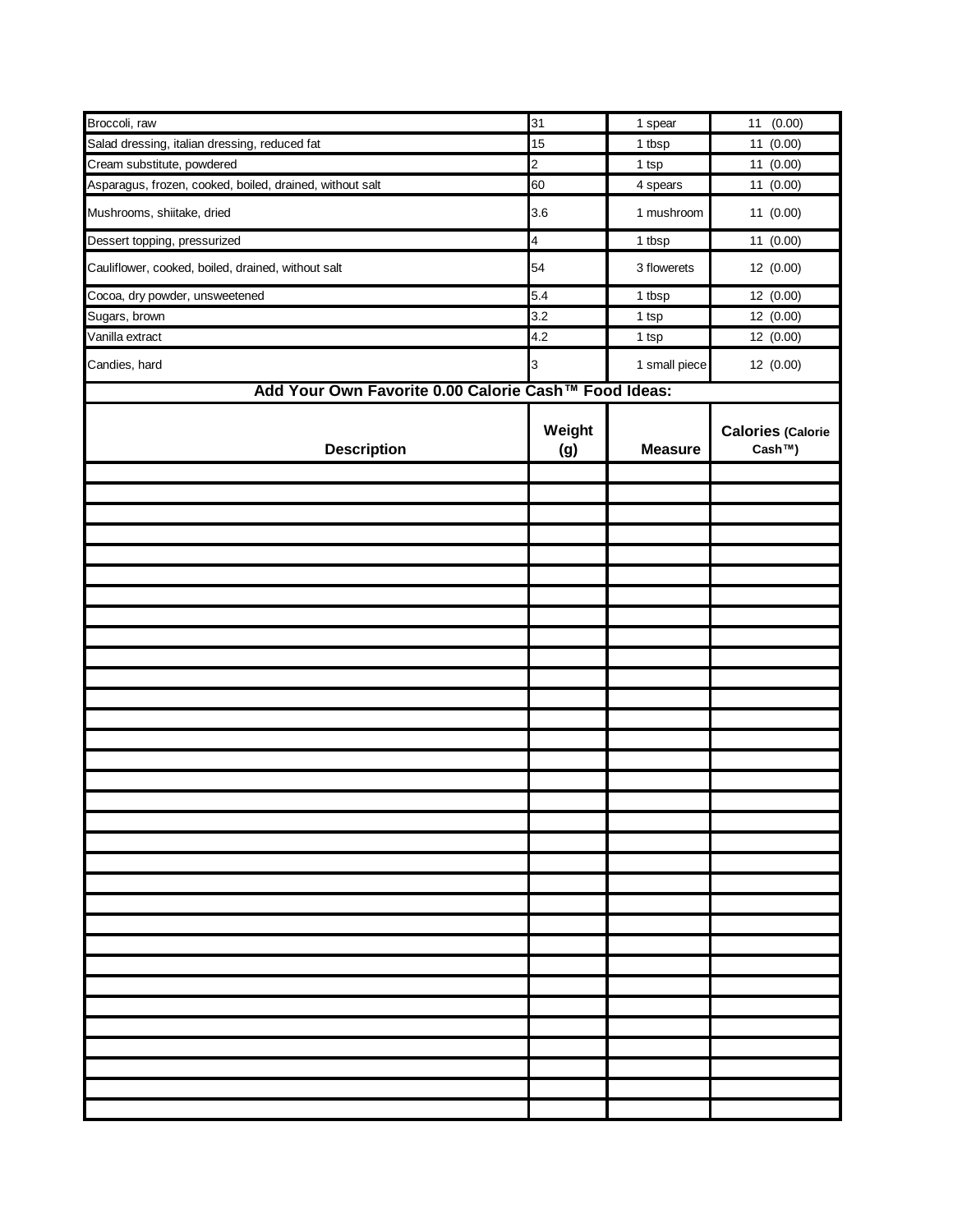| | | | |
|---|---|---|---|
| Broccoli, raw | 31 | 1 spear | 11 (0.00) |
| Salad dressing, italian dressing, reduced fat | 15 | 1 tbsp | 11 (0.00) |
| Cream substitute, powdered | 2 | 1 tsp | 11 (0.00) |
| Asparagus, frozen, cooked, boiled, drained, without salt | 60 | 4 spears | 11 (0.00) |
| Mushrooms, shiitake, dried | 3.6 | 1 mushroom | 11 (0.00) |
| Dessert topping, pressurized | 4 | 1 tbsp | 11 (0.00) |
| Cauliflower, cooked, boiled, drained, without salt | 54 | 3 flowerets | 12 (0.00) |
| Cocoa, dry powder, unsweetened | 5.4 | 1 tbsp | 12 (0.00) |
| Sugars, brown | 3.2 | 1 tsp | 12 (0.00) |
| Vanilla extract | 4.2 | 1 tsp | 12 (0.00) |
| Candies, hard | 3 | 1 small piece | 12 (0.00) |

**Add Your Own Favorite 0.00 Calorie Cash™ Food Ideas:**

| Description | Weight (g) | Measure | Calories (Calorie Cash™) |
|---|---|---|---|
| | | | |
| | | | |
| | | | |
| | | | |
| | | | |
| | | | |
| | | | |
| | | | |
| | | | |
| | | | |
| | | | |
| | | | |
| | | | |
| | | | |
| | | | |
| | | | |
| | | | |
| | | | |
| | | | |
| | | | |
| | | | |
| | | | |
| | | | |
| | | | |
| | | | |
| | | | |
| | | | |
| | | | |
| | | | |
| | | | |
| | | | |
| | | | |